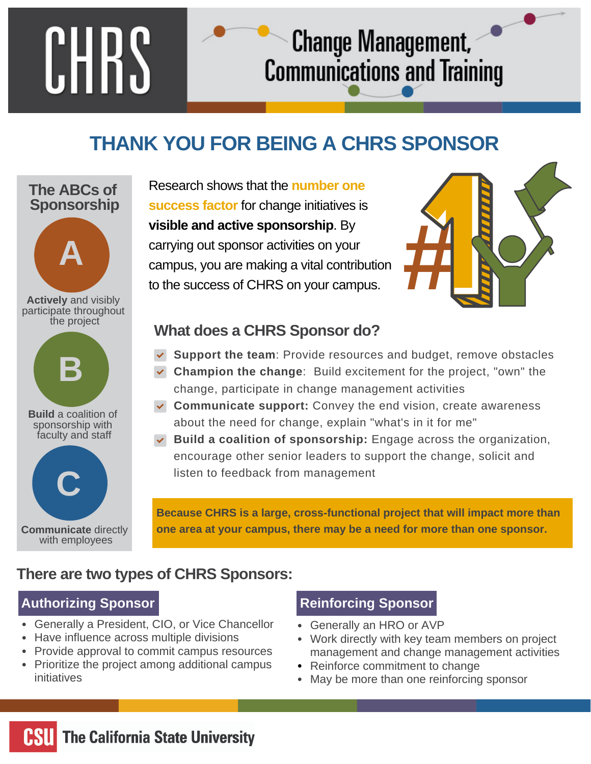# CHRS

## Change Management, Communications and Training

# THANK YOU FOR BEING A CHRS SPONSOR

### The ABCs of Sponsorship

**A** — **Actively** and visibly participate throughout the project

**B** — **Build** a coalition of sponsorship with faculty and staff

**C** — **Communicate** directly with employees

Research shows that the **number one success factor** for change initiatives is **visible and active sponsorship**. By carrying out sponsor activities on your campus, you are making a vital contribution to the success of CHRS on your campus.

## What does a CHRS Sponsor do?

- **Support the team**: Provide resources and budget, remove obstacles
- **Champion the change**: Build excitement for the project, "own" the change, participate in change management activities
- **Communicate support:** Convey the end vision, create awareness about the need for change, explain "what's in it for me"
- **Build a coalition of sponsorship:** Engage across the organization, encourage other senior leaders to support the change, solicit and listen to feedback from management

**Because CHRS is a large, cross-functional project that will impact more than one area at your campus, there may be a need for more than one sponsor.**

## There are two types of CHRS Sponsors:

### Authorizing Sponsor

- Generally a President, CIO, or Vice Chancellor
- Have influence across multiple divisions
- Provide approval to commit campus resources
- Prioritize the project among additional campus initiatives

### Reinforcing Sponsor

- Generally an HRO or AVP
- Work directly with key team members on project management and change management activities
- Reinforce commitment to change
- May be more than one reinforcing sponsor

CSU The California State University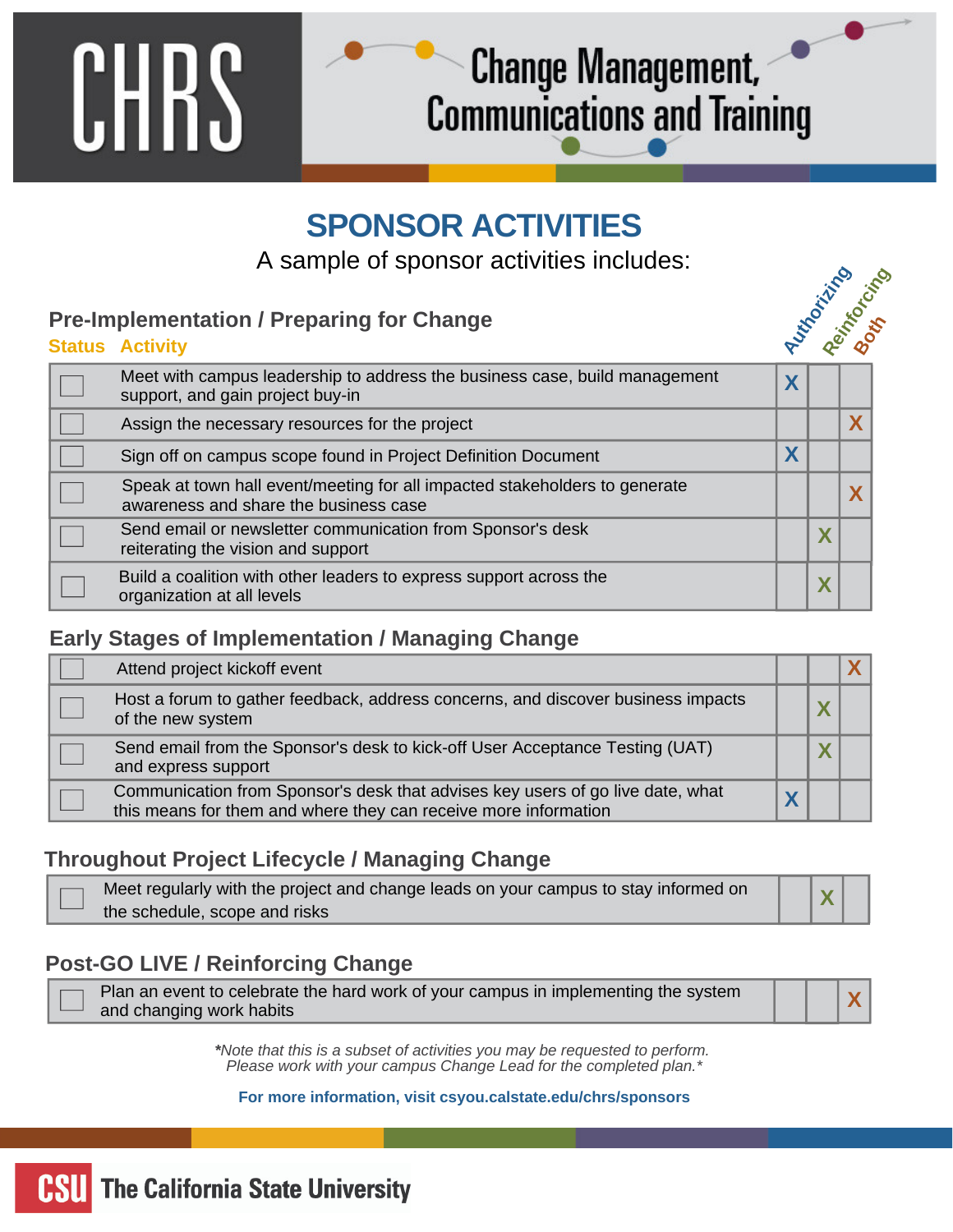CHRS

# Change Management, Communications and Training

## SPONSOR ACTIVITIES

A sample of sponsor activities includes:

### Pre-Implementation / Preparing for Change

| Status | Activity | Authorizing | Reinforcing | Both |
|---|---|---|---|---|
| ☐ | Meet with campus leadership to address the business case, build management support, and gain project buy-in | X | | |
| ☐ | Assign the necessary resources for the project | | | X |
| ☐ | Sign off on campus scope found in Project Definition Document | X | | |
| ☐ | Speak at town hall event/meeting for all impacted stakeholders to generate awareness and share the business case | | | X |
| ☐ | Send email or newsletter communication from Sponsor's desk reiterating the vision and support | | X | |
| ☐ | Build a coalition with other leaders to express support across the organization at all levels | | X | |

### Early Stages of Implementation / Managing Change

| Status | Activity | Authorizing | Reinforcing | Both |
|---|---|---|---|---|
| ☐ | Attend project kickoff event | | | X |
| ☐ | Host a forum to gather feedback, address concerns, and discover business impacts of the new system | | X | |
| ☐ | Send email from the Sponsor's desk to kick-off User Acceptance Testing (UAT) and express support | | X | |
| ☐ | Communication from Sponsor's desk that advises key users of go live date, what this means for them and where they can receive more information | X | | |

### Throughout Project Lifecycle / Managing Change

| Status | Activity | Authorizing | Reinforcing | Both |
|---|---|---|---|---|
| ☐ | Meet regularly with the project and change leads on your campus to stay informed on the schedule, scope and risks | | X | |

### Post-GO LIVE / Reinforcing Change

| Status | Activity | Authorizing | Reinforcing | Both |
|---|---|---|---|---|
| ☐ | Plan an event to celebrate the hard work of your campus in implementing the system and changing work habits | | | X |

*\*Note that this is a subset of activities you may be requested to perform. Please work with your campus Change Lead for the completed plan.\**

**For more information, visit csyou.calstate.edu/chrs/sponsors**

CSU The California State University